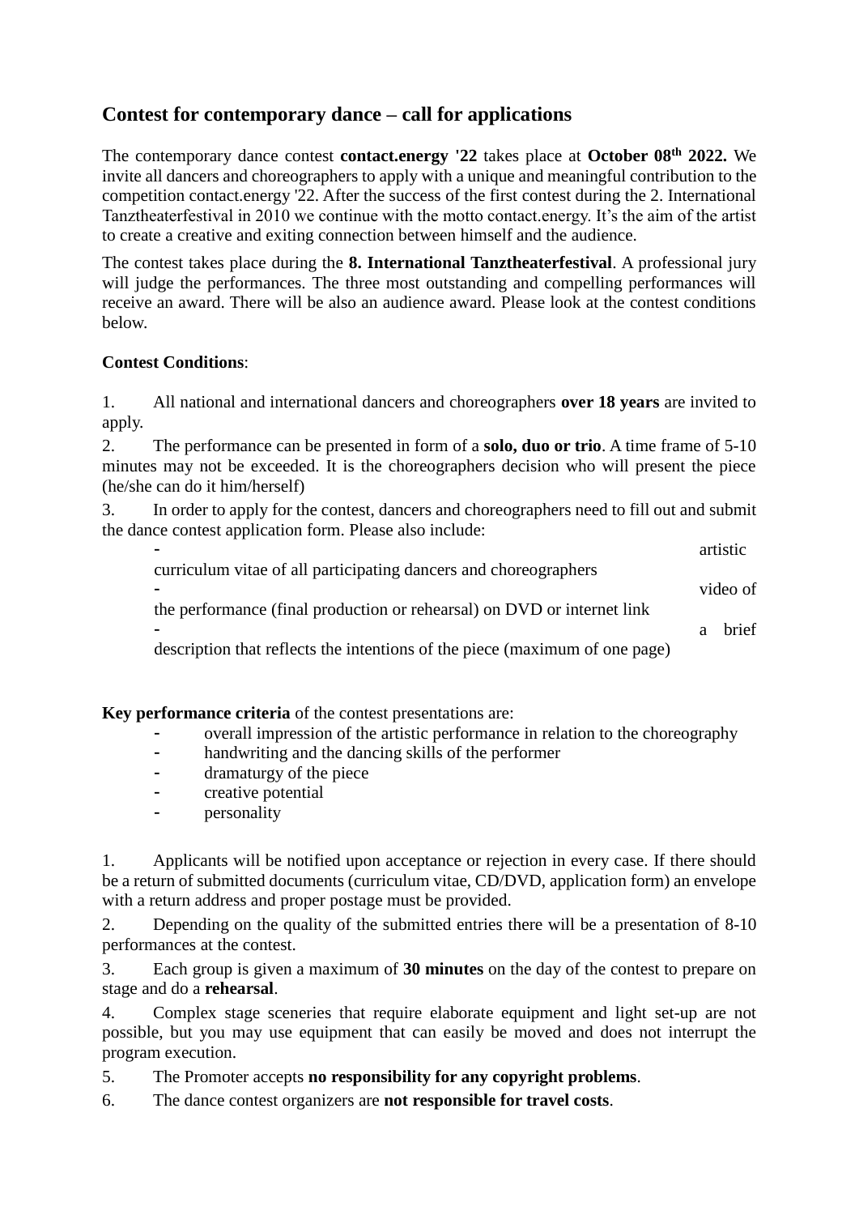## Contest for contemporary dance – call for applications

The contemporary dance contest **contact.energy '22** takes place at **October 08th 2022.** We invite all dancers and choreographers to apply with a unique and meaningful contribution to the competition contact.energy '22. After the success of the first contest during the 2. International Tanztheaterfestival in 2010 we continue with the motto contact.energy. It's the aim of the artist to create a creative and exiting connection between himself and the audience.

The contest takes place during the **8. International Tanztheaterfestival**. A professional jury will judge the performances. The three most outstanding and compelling performances will receive an award. There will be also an audience award. Please look at the contest conditions below.

**Contest Conditions**:

1. All national and international dancers and choreographers **over 18 years** are invited to apply.
2. The performance can be presented in form of a **solo, duo or trio**. A time frame of 5-10 minutes may not be exceeded. It is the choreographers decision who will present the piece (he/she can do it him/herself)
3. In order to apply for the contest, dancers and choreographers need to fill out and submit the dance contest application form. Please also include:
   - artistic curriculum vitae of all participating dancers and choreographers
   - video of the performance (final production or rehearsal) on DVD or internet link
   - a brief description that reflects the intentions of the piece (maximum of one page)

**Key performance criteria** of the contest presentations are:

- overall impression of the artistic performance in relation to the choreography
- handwriting and the dancing skills of the performer
- dramaturgy of the piece
- creative potential
- personality

1. Applicants will be notified upon acceptance or rejection in every case. If there should be a return of submitted documents (curriculum vitae, CD/DVD, application form) an envelope with a return address and proper postage must be provided.
2. Depending on the quality of the submitted entries there will be a presentation of 8-10 performances at the contest.
3. Each group is given a maximum of **30 minutes** on the day of the contest to prepare on stage and do a **rehearsal**.
4. Complex stage sceneries that require elaborate equipment and light set-up are not possible, but you may use equipment that can easily be moved and does not interrupt the program execution.
5. The Promoter accepts **no responsibility for any copyright problems**.
6. The dance contest organizers are **not responsible for travel costs**.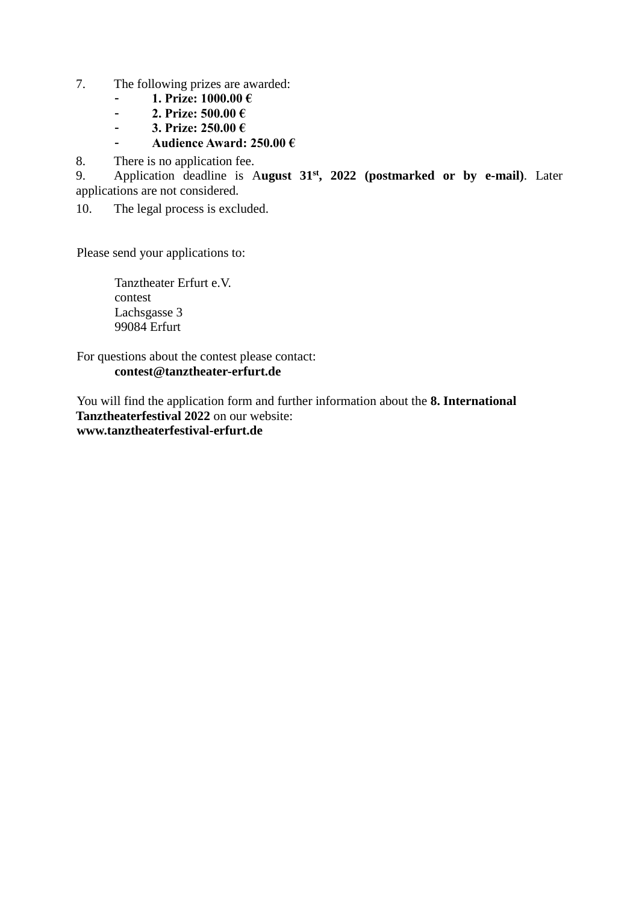7. The following prizes are awarded:
   - **1. Prize: 1000.00 €**
   - **2. Prize: 500.00 €**
   - **3. Prize: 250.00 €**
   - **Audience Award: 250.00 €**
8. There is no application fee.
9. Application deadline is A**ugust 31st, 2022 (postmarked or by e-mail)**. Later applications are not considered.
10. The legal process is excluded.

Please send your applications to:

Tanztheater Erfurt e.V.
contest
Lachsgasse 3
99084 Erfurt

For questions about the contest please contact:
**contest@tanztheater-erfurt.de**

You will find the application form and further information about the **8. International Tanztheaterfestival 2022** on our website:
**www.tanztheaterfestival-erfurt.de**